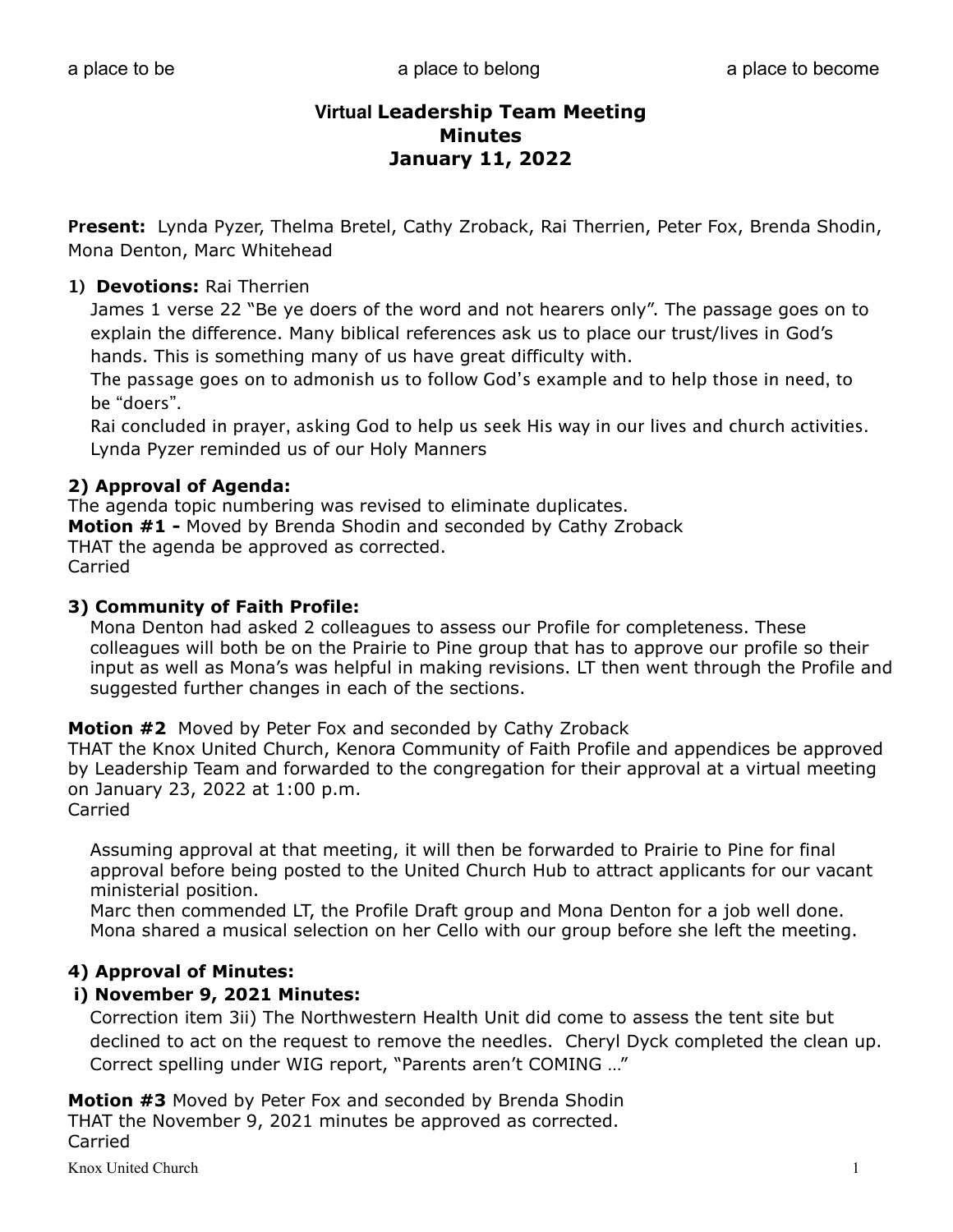a place to be a place to belong a place to become

# Virtual Leadership Team Meeting
# Minutes
# January 11, 2022

**Present:** Lynda Pyzer, Thelma Bretel, Cathy Zroback, Rai Therrien, Peter Fox, Brenda Shodin, Mona Denton, Marc Whitehead

**1) Devotions:** Rai Therrien

James 1 verse 22 "Be ye doers of the word and not hearers only". The passage goes on to explain the difference. Many biblical references ask us to place our trust/lives in God's hands. This is something many of us have great difficulty with.

The passage goes on to admonish us to follow God's example and to help those in need, to be "doers".

Rai concluded in prayer, asking God to help us seek His way in our lives and church activities. Lynda Pyzer reminded us of our Holy Manners

**2) Approval of Agenda:**

The agenda topic numbering was revised to eliminate duplicates.

**Motion #1 -** Moved by Brenda Shodin and seconded by Cathy Zroback

THAT the agenda be approved as corrected.

Carried

**3) Community of Faith Profile:**

Mona Denton had asked 2 colleagues to assess our Profile for completeness. These colleagues will both be on the Prairie to Pine group that has to approve our profile so their input as well as Mona's was helpful in making revisions. LT then went through the Profile and suggested further changes in each of the sections.

**Motion #2** Moved by Peter Fox and seconded by Cathy Zroback

THAT the Knox United Church, Kenora Community of Faith Profile and appendices be approved by Leadership Team and forwarded to the congregation for their approval at a virtual meeting on January 23, 2022 at 1:00 p.m.

Carried

Assuming approval at that meeting, it will then be forwarded to Prairie to Pine for final approval before being posted to the United Church Hub to attract applicants for our vacant ministerial position.

Marc then commended LT, the Profile Draft group and Mona Denton for a job well done. Mona shared a musical selection on her Cello with our group before she left the meeting.

**4) Approval of Minutes:**

**i) November 9, 2021 Minutes:**

Correction item 3ii) The Northwestern Health Unit did come to assess the tent site but declined to act on the request to remove the needles. Cheryl Dyck completed the clean up. Correct spelling under WIG report, "Parents aren't COMING …"

**Motion #3** Moved by Peter Fox and seconded by Brenda Shodin

THAT the November 9, 2021 minutes be approved as corrected.

Carried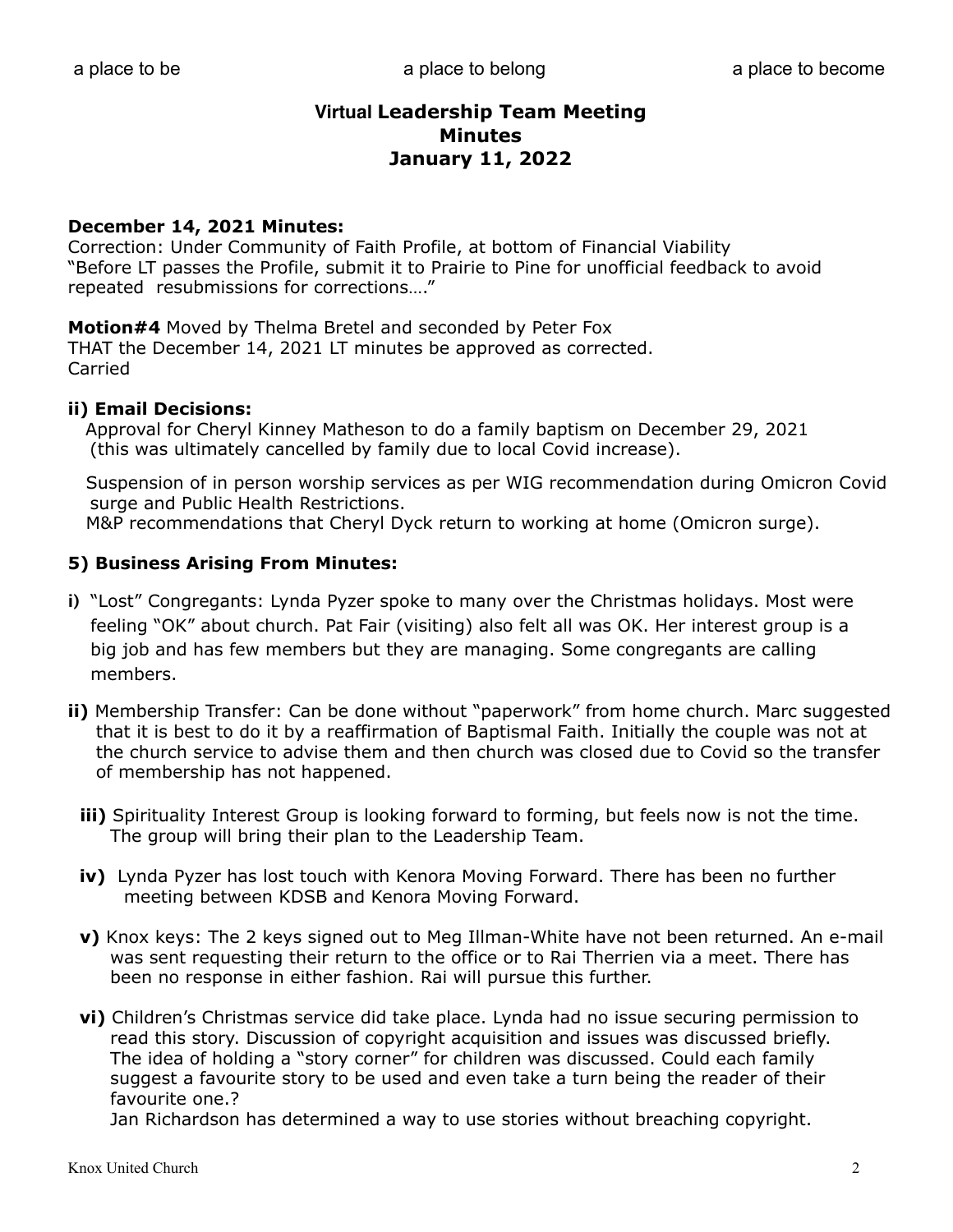a place to be a place to belong a place to become

# Virtual Leadership Team Meeting
# Minutes
# January 11, 2022

**December 14, 2021 Minutes:**
Correction: Under Community of Faith Profile, at bottom of Financial Viability "Before LT passes the Profile, submit it to Prairie to Pine for unofficial feedback to avoid repeated resubmissions for corrections…."

**Motion#4** Moved by Thelma Bretel and seconded by Peter Fox
THAT the December 14, 2021 LT minutes be approved as corrected.
Carried

**ii) Email Decisions:**

Approval for Cheryl Kinney Matheson to do a family baptism on December 29, 2021 (this was ultimately cancelled by family due to local Covid increase).

Suspension of in person worship services as per WIG recommendation during Omicron Covid surge and Public Health Restrictions.
M&P recommendations that Cheryl Dyck return to working at home (Omicron surge).

### 5) Business Arising From Minutes:

**i)** "Lost" Congregants: Lynda Pyzer spoke to many over the Christmas holidays. Most were feeling "OK" about church. Pat Fair (visiting) also felt all was OK. Her interest group is a big job and has few members but they are managing. Some congregants are calling members.

**ii)** Membership Transfer: Can be done without "paperwork" from home church. Marc suggested that it is best to do it by a reaffirmation of Baptismal Faith. Initially the couple was not at the church service to advise them and then church was closed due to Covid so the transfer of membership has not happened.

**iii)** Spirituality Interest Group is looking forward to forming, but feels now is not the time. The group will bring their plan to the Leadership Team.

**iv)** Lynda Pyzer has lost touch with Kenora Moving Forward. There has been no further meeting between KDSB and Kenora Moving Forward.

**v)** Knox keys: The 2 keys signed out to Meg Illman-White have not been returned. An e-mail was sent requesting their return to the office or to Rai Therrien via a meet. There has been no response in either fashion. Rai will pursue this further.

**vi)** Children's Christmas service did take place. Lynda had no issue securing permission to read this story. Discussion of copyright acquisition and issues was discussed briefly. The idea of holding a "story corner" for children was discussed. Could each family suggest a favourite story to be used and even take a turn being the reader of their favourite one.?
Jan Richardson has determined a way to use stories without breaching copyright.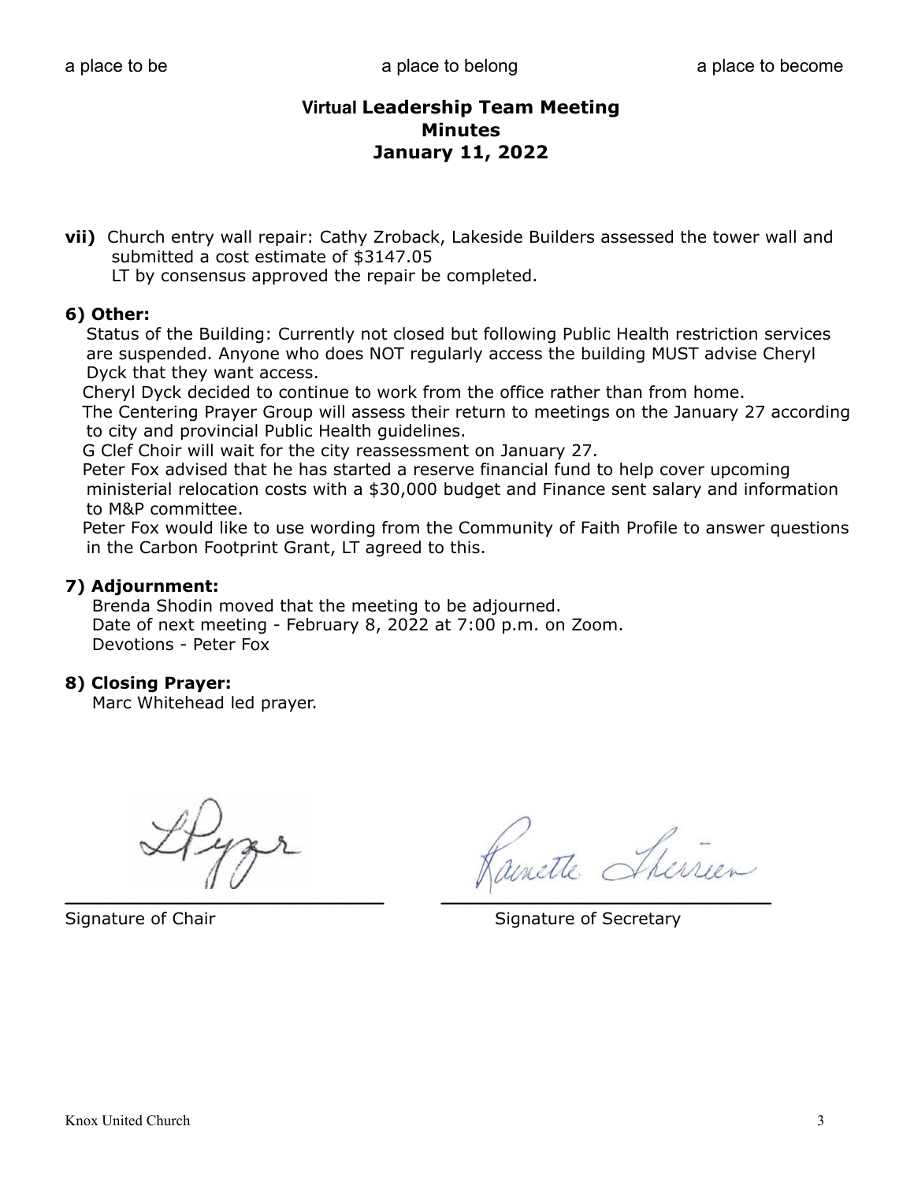a place to be a place to belong a place to become

# Virtual Leadership Team Meeting
# Minutes
# January 11, 2022

**vii)** Church entry wall repair: Cathy Zroback, Lakeside Builders assessed the tower wall and submitted a cost estimate of $3147.05
LT by consensus approved the repair be completed.

### 6) Other:

Status of the Building: Currently not closed but following Public Health restriction services are suspended. Anyone who does NOT regularly access the building MUST advise Cheryl Dyck that they want access.

Cheryl Dyck decided to continue to work from the office rather than from home.

The Centering Prayer Group will assess their return to meetings on the January 27 according to city and provincial Public Health guidelines.

G Clef Choir will wait for the city reassessment on January 27.

Peter Fox advised that he has started a reserve financial fund to help cover upcoming ministerial relocation costs with a $30,000 budget and Finance sent salary and information to M&P committee.

Peter Fox would like to use wording from the Community of Faith Profile to answer questions in the Carbon Footprint Grant, LT agreed to this.

### 7) Adjournment:

Brenda Shodin moved that the meeting to be adjourned.
Date of next meeting - February 8, 2022 at 7:00 p.m. on Zoom.
Devotions - Peter Fox

### 8) Closing Prayer:

Marc Whitehead led prayer.

Signature of Chair

Signature of Secretary

Knox United Church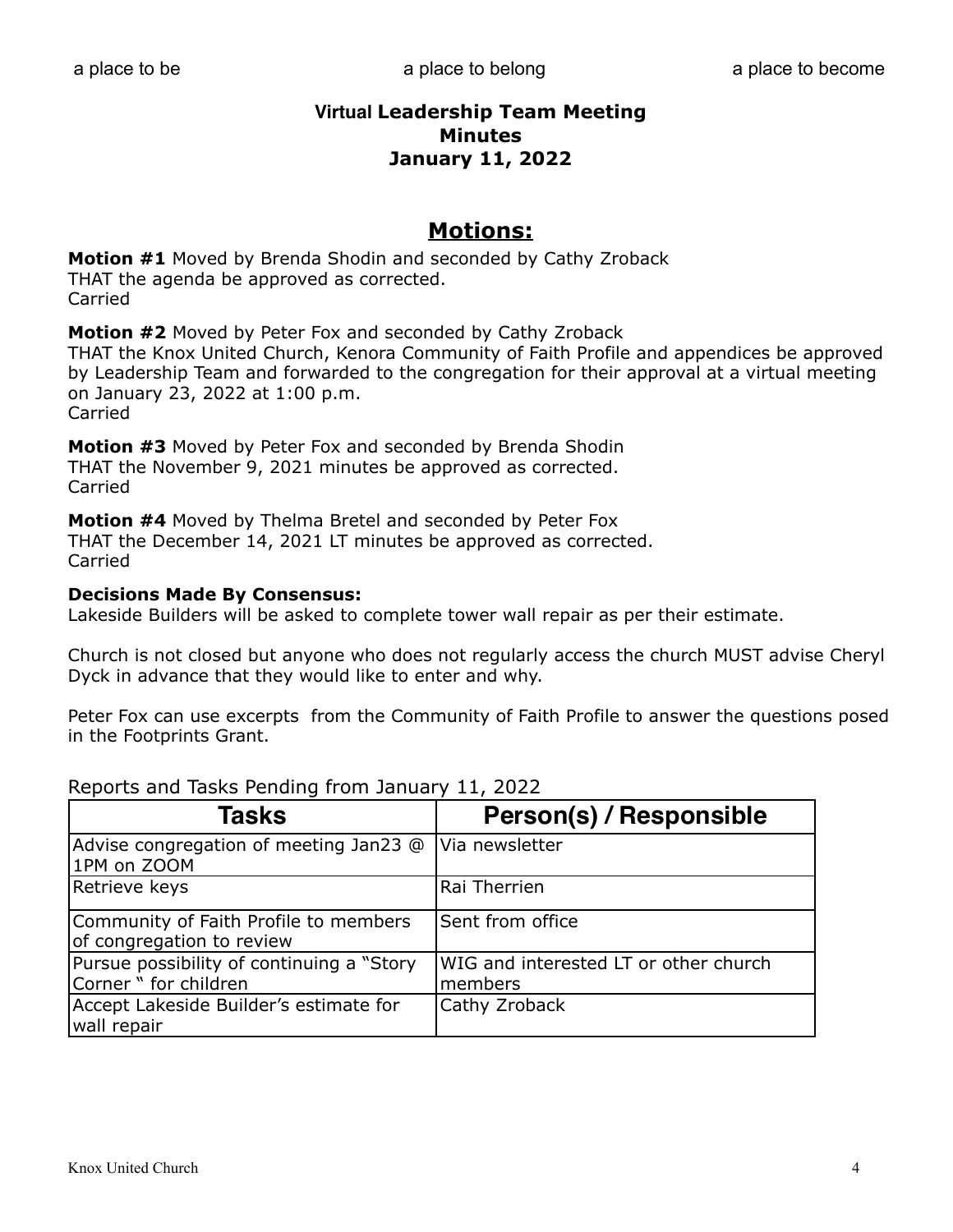a place to be a place to belong a place to become

# Virtual Leadership Team Meeting
# Minutes
# January 11, 2022

## Motions:

**Motion #1** Moved by Brenda Shodin and seconded by Cathy Zroback
THAT the agenda be approved as corrected.
Carried

**Motion #2** Moved by Peter Fox and seconded by Cathy Zroback
THAT the Knox United Church, Kenora Community of Faith Profile and appendices be approved by Leadership Team and forwarded to the congregation for their approval at a virtual meeting on January 23, 2022 at 1:00 p.m.
Carried

**Motion #3** Moved by Peter Fox and seconded by Brenda Shodin
THAT the November 9, 2021 minutes be approved as corrected.
Carried

**Motion #4** Moved by Thelma Bretel and seconded by Peter Fox
THAT the December 14, 2021 LT minutes be approved as corrected.
Carried

**Decisions Made By Consensus:**
Lakeside Builders will be asked to complete tower wall repair as per their estimate.

Church is not closed but anyone who does not regularly access the church MUST advise Cheryl Dyck in advance that they would like to enter and why.

Peter Fox can use excerpts from the Community of Faith Profile to answer the questions posed in the Footprints Grant.

Reports and Tasks Pending from January 11, 2022

| Tasks | Person(s) / Responsible |
|---|---|
| Advise congregation of meeting Jan23 @ 1PM on ZOOM | Via newsletter |
| Retrieve keys | Rai Therrien |
| Community of Faith Profile to members of congregation to review | Sent from office |
| Pursue possibility of continuing a "Story Corner " for children | WIG and interested LT or other church members |
| Accept Lakeside Builder's estimate for wall repair | Cathy Zroback |